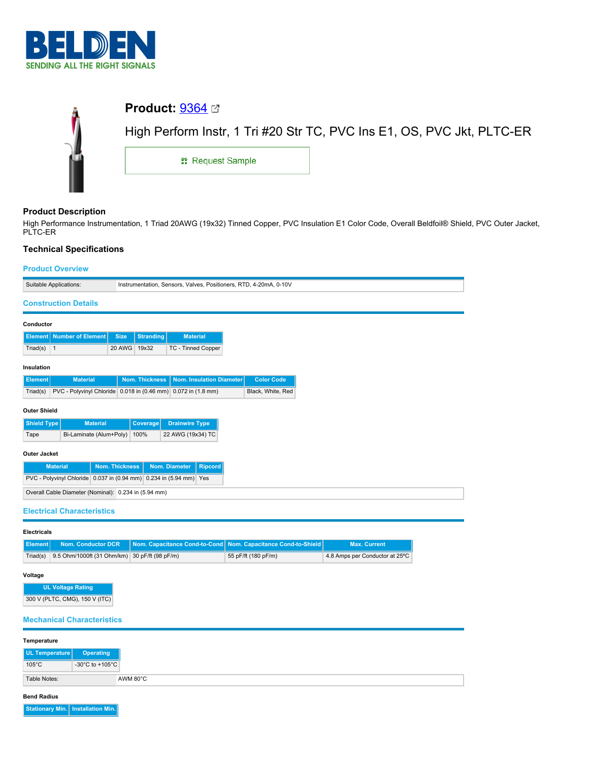# Product: 9364

High Perform Instr, 1 Tri #20 Str TC, PVC Ins E1, OS, PVC Jkt, PLTC-ER

Request Sample

## Product Description

High Performance Instrumentation, 1 Triad 20AWG (19x32) Tinned Copper, PVC Insulation E1 Color Code, Overall Beldfoil® Shield, PVC Outer Jacket, PLTC-ER

## Technical Specifications

### Product Overview

| Suitable Applications: | Instrumentation, Sensors, Valves, Positioners, RTD, 4-20mA, 0-10V |
|---|---|

### Construction Details

#### Conductor

| Element | Number of Element | Size | Stranding | Material |
|---|---|---|---|---|
| Triad(s) | 1 | 20 AWG | 19x32 | TC - Tinned Copper |

#### Insulation

| Element | Material | Nom. Thickness | Nom. Insulation Diameter | Color Code |
|---|---|---|---|---|
| Triad(s) | PVC - Polyvinyl Chloride | 0.018 in (0.46 mm) | 0.072 in (1.8 mm) | Black, White, Red |

#### Outer Shield

| Shield Type | Material | Coverage | Drainwire Type |
|---|---|---|---|
| Tape | Bi-Laminate (Alum+Poly) | 100% | 22 AWG (19x34) TC |

#### Outer Jacket

| Material | Nom. Thickness | Nom. Diameter | Ripcord |
|---|---|---|---|
| PVC - Polyvinyl Chloride | 0.037 in (0.94 mm) | 0.234 in (5.94 mm) | Yes |

| Overall Cable Diameter (Nominal): | 0.234 in (5.94 mm) |
|---|---|

### Electrical Characteristics

#### Electricals

| Element | Nom. Conductor DCR | Nom. Capacitance Cond-to-Cond | Nom. Capacitance Cond-to-Shield | Max. Current |
|---|---|---|---|---|
| Triad(s) | 9.5 Ohm/1000ft (31 Ohm/km) | 30 pF/ft (98 pF/m) | 55 pF/ft (180 pF/m) | 4.8 Amps per Conductor at 25ºC |

#### Voltage

| UL Voltage Rating |
|---|
| 300 V (PLTC, CMG), 150 V (ITC) |

### Mechanical Characteristics

#### Temperature

| UL Temperature | Operating |
|---|---|
| 105°C | -30°C to +105°C |

| Table Notes: | AWM 80°C |
|---|---|

#### Bend Radius

| Stationary Min. | Installation Min. |
|---|---|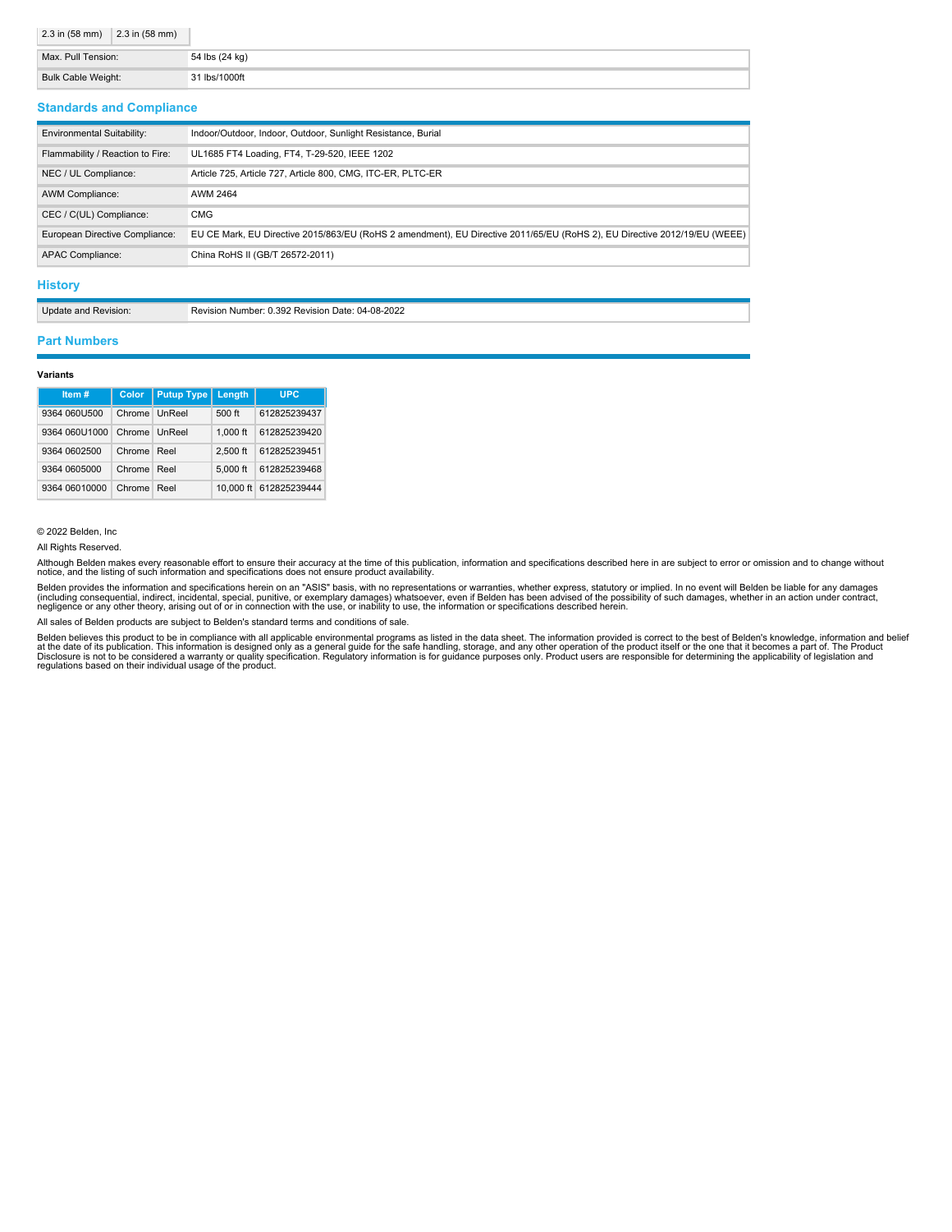| | |
|---|---|
| 2.3 in (58 mm) | 2.3 in (58 mm) |

| | |
|---|---|
| Max. Pull Tension: | 54 lbs (24 kg) |
| Bulk Cable Weight: | 31 lbs/1000ft |

## Standards and Compliance

| | |
|---|---|
| Environmental Suitability: | Indoor/Outdoor, Indoor, Outdoor, Sunlight Resistance, Burial |
| Flammability / Reaction to Fire: | UL1685 FT4 Loading, FT4, T-29-520, IEEE 1202 |
| NEC / UL Compliance: | Article 725, Article 727, Article 800, CMG, ITC-ER, PLTC-ER |
| AWM Compliance: | AWM 2464 |
| CEC / C(UL) Compliance: | CMG |
| European Directive Compliance: | EU CE Mark, EU Directive 2015/863/EU (RoHS 2 amendment), EU Directive 2011/65/EU (RoHS 2), EU Directive 2012/19/EU (WEEE) |
| APAC Compliance: | China RoHS II (GB/T 26572-2011) |

## History

| | |
|---|---|
| Update and Revision: | Revision Number: 0.392 Revision Date: 04-08-2022 |

## Part Numbers

**Variants**

| Item # | Color | Putup Type | Length | UPC |
|---|---|---|---|---|
| 9364 060U500 | Chrome | UnReel | 500 ft | 612825239437 |
| 9364 060U1000 | Chrome | UnReel | 1,000 ft | 612825239420 |
| 9364 0602500 | Chrome | Reel | 2,500 ft | 612825239451 |
| 9364 0605000 | Chrome | Reel | 5,000 ft | 612825239468 |
| 9364 06010000 | Chrome | Reel | 10,000 ft | 612825239444 |

© 2022 Belden, Inc

All Rights Reserved.

Although Belden makes every reasonable effort to ensure their accuracy at the time of this publication, information and specifications described here in are subject to error or omission and to change without notice, and the listing of such information and specifications does not ensure product availability.

Belden provides the information and specifications herein on an "ASIS" basis, with no representations or warranties, whether express, statutory or implied. In no event will Belden be liable for any damages (including consequential, indirect, incidental, special, punitive, or exemplary damages) whatsoever, even if Belden has been advised of the possibility of such damages, whether in an action under contract, negligence or any other theory, arising out of or in connection with the use, or inability to use, the information or specifications described herein.

All sales of Belden products are subject to Belden's standard terms and conditions of sale.

Belden believes this product to be in compliance with all applicable environmental programs as listed in the data sheet. The information provided is correct to the best of Belden's knowledge, information and belief at the date of its publication. This information is designed only as a general guide for the safe handling, storage, and any other operation of the product itself or the one that it becomes a part of. The Product Disclosure is not to be considered a warranty or quality specification. Regulatory information is for guidance purposes only. Product users are responsible for determining the applicability of legislation and regulations based on their individual usage of the product.